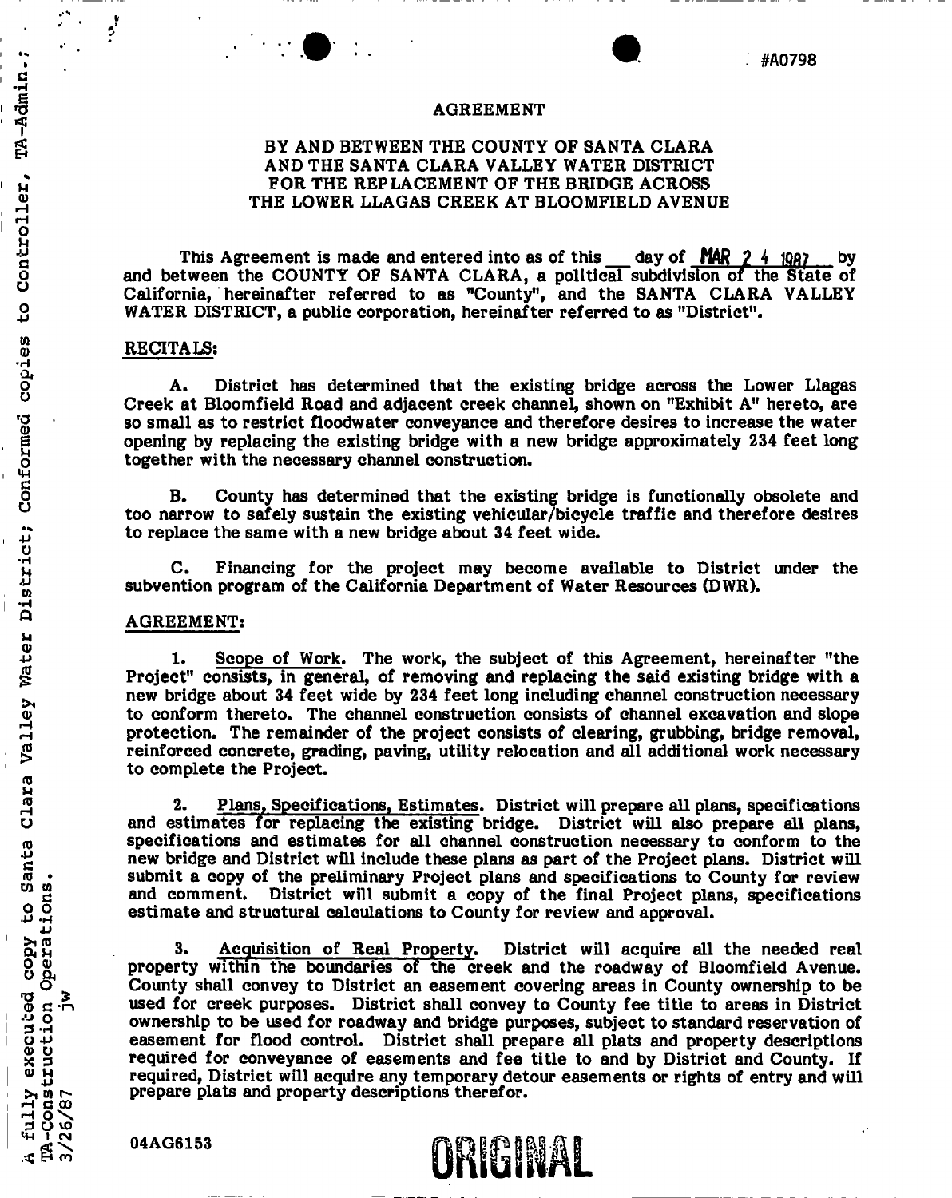#A0798

# AGREEMENT

## BY AND BETWEEN THE COUNTY OF SANTA CLARA AND THE SANTA CLARA VALLEY WATER DISTRICT FOR THE REPLACEMENT OF THE BRIDGE ACROSS THE LOWER LLAGAS CREEK AT BLOOMFIELD AVENUE

This Agreement is made and entered into as of this ___ day of MAR 24 1987 by and between the COUNTY OF SANTA CLARA, a political subdivision of the State of California, hereinafter referred to as "County", and the SANTA CLARA VALLEY WATER DISTRICT, a public corporation, hereinafter referred to as "District".

**RECITALS:**

A. District has determined that the existing bridge across the Lower Llagas Creek at Bloomfield Road and adjacent creek channel, shown on "Exhibit A" hereto, are so small as to restrict floodwater conveyance and therefore desires to increase the water opening by replacing the existing bridge with a new bridge approximately 234 feet long together with the necessary channel construction.

B. County has determined that the existing bridge is functionally obsolete and too narrow to safely sustain the existing vehicular/bicycle traffic and therefore desires to replace the same with a new bridge about 34 feet wide.

C. Financing for the project may become available to District under the subvention program of the California Department of Water Resources (DWR).

**AGREEMENT:**

1. Scope of Work. The work, the subject of this Agreement, hereinafter "the Project" consists, in general, of removing and replacing the said existing bridge with a new bridge about 34 feet wide by 234 feet long including channel construction necessary to conform thereto. The channel construction consists of channel excavation and slope protection. The remainder of the project consists of clearing, grubbing, bridge removal, reinforced concrete, grading, paving, utility relocation and all additional work necessary to complete the Project.

2. Plans, Specifications, Estimates. District will prepare all plans, specifications and estimates for replacing the existing bridge. District will also prepare all plans, specifications and estimates for all channel construction necessary to conform to the new bridge and District will include these plans as part of the Project plans. District will submit a copy of the preliminary Project plans and specifications to County for review and comment. District will submit a copy of the final Project plans, specifications estimate and structural calculations to County for review and approval.

3. Acquisition of Real Property. District will acquire all the needed real property within the boundaries of the creek and the roadway of Bloomfield Avenue. County shall convey to District an easement covering areas in County ownership to be used for creek purposes. District shall convey to County fee title to areas in District ownership to be used for roadway and bridge purposes, subject to standard reservation of easement for flood control. District shall prepare all plats and property descriptions required for conveyance of easements and fee title to and by District and County. If required, District will acquire any temporary detour easements or rights of entry and will prepare plats and property descriptions therefor.

A fully executed copy to Santa Clara Valley Water District; Conformed copies to Controller, TA-Admin.; TA-Construction Operations. 3/26/87 jw

04AG6153

ORIGINAL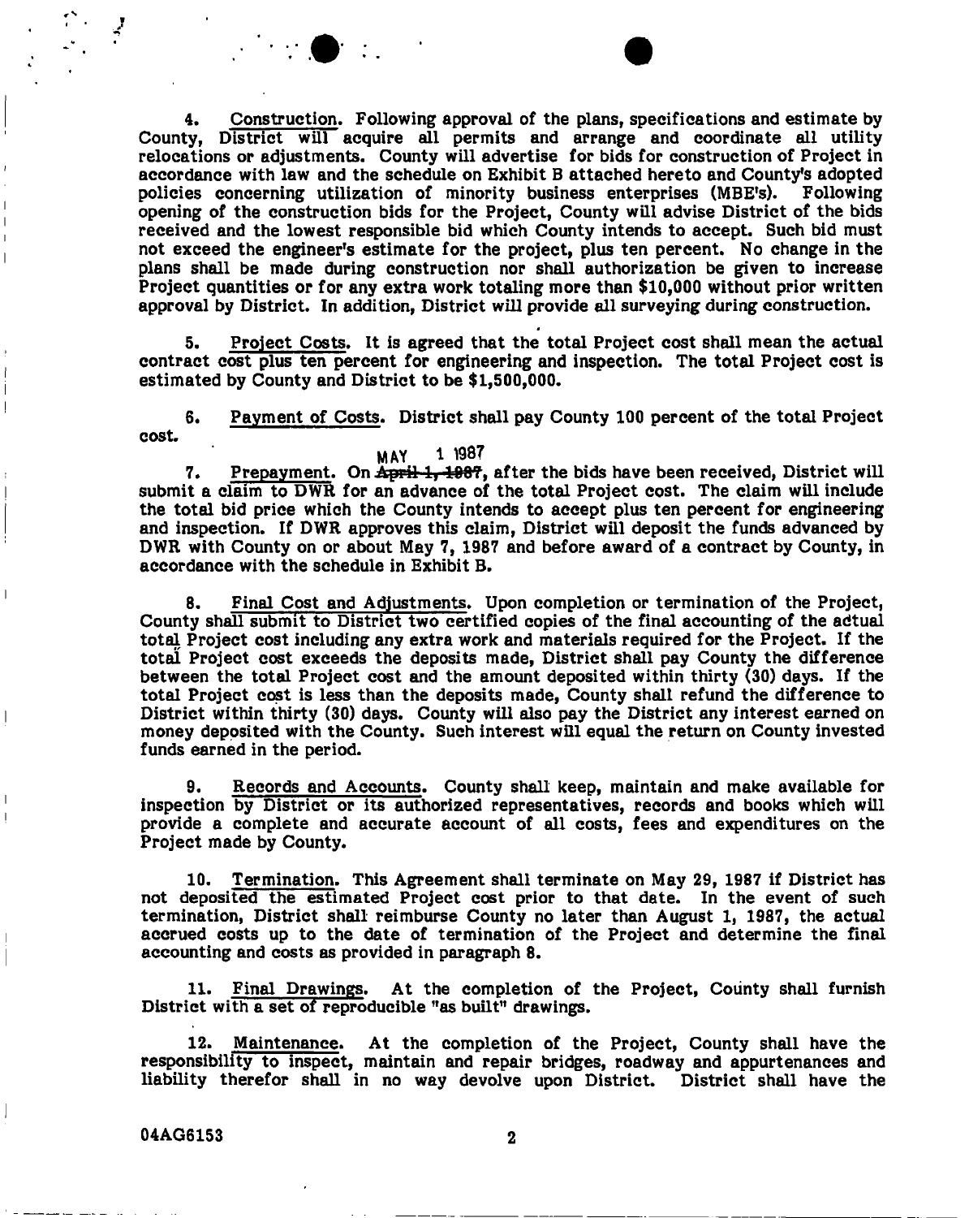4. Construction. Following approval of the plans, specifications and estimate by County, District will acquire all permits and arrange and coordinate all utility relocations or adjustments. County will advertise for bids for construction of Project in accordance with law and the schedule on Exhibit B attached hereto and County's adopted policies concerning utilization of minority business enterprises (MBE's). Following opening of the construction bids for the Project, County will advise District of the bids received and the lowest responsible bid which County intends to accept. Such bid must not exceed the engineer's estimate for the project, plus ten percent. No change in the plans shall be made during construction nor shall authorization be given to increase Project quantities or for any extra work totaling more than $10,000 without prior written approval by District. In addition, District will provide all surveying during construction.

5. Project Costs. It is agreed that the total Project cost shall mean the actual contract cost plus ten percent for engineering and inspection. The total Project cost is estimated by County and District to be $1,500,000.

6. Payment of Costs. District shall pay County 100 percent of the total Project cost.

7. Prepayment. On ~~April 1, 1987~~ MAY 1 1987, after the bids have been received, District will submit a claim to DWR for an advance of the total Project cost. The claim will include the total bid price which the County intends to accept plus ten percent for engineering and inspection. If DWR approves this claim, District will deposit the funds advanced by DWR with County on or about May 7, 1987 and before award of a contract by County, in accordance with the schedule in Exhibit B.

8. Final Cost and Adjustments. Upon completion or termination of the Project, County shall submit to District two certified copies of the final accounting of the actual total Project cost including any extra work and materials required for the Project. If the total Project cost exceeds the deposits made, District shall pay County the difference between the total Project cost and the amount deposited within thirty (30) days. If the total Project cost is less than the deposits made, County shall refund the difference to District within thirty (30) days. County will also pay the District any interest earned on money deposited with the County. Such interest will equal the return on County invested funds earned in the period.

9. Records and Accounts. County shall keep, maintain and make available for inspection by District or its authorized representatives, records and books which will provide a complete and accurate account of all costs, fees and expenditures on the Project made by County.

10. Termination. This Agreement shall terminate on May 29, 1987 if District has not deposited the estimated Project cost prior to that date. In the event of such termination, District shall reimburse County no later than August 1, 1987, the actual accrued costs up to the date of termination of the Project and determine the final accounting and costs as provided in paragraph 8.

11. Final Drawings. At the completion of the Project, County shall furnish District with a set of reproducible "as built" drawings.

12. Maintenance. At the completion of the Project, County shall have the responsibility to inspect, maintain and repair bridges, roadway and appurtenances and liability therefor shall in no way devolve upon District. District shall have the

04AG6153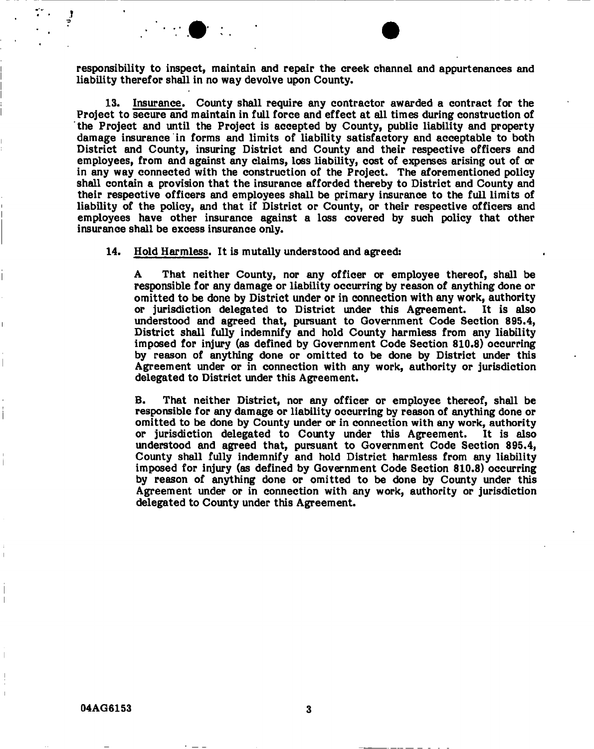responsibility to inspect, maintain and repair the creek channel and appurtenances and liability therefor shall in no way devolve upon County.

13. Insurance. County shall require any contractor awarded a contract for the Project to secure and maintain in full force and effect at all times during construction of the Project and until the Project is accepted by County, public liability and property damage insurance in forms and limits of liability satisfactory and acceptable to both District and County, insuring District and County and their respective officers and employees, from and against any claims, loss liability, cost of expenses arising out of or in any way connected with the construction of the Project. The aforementioned policy shall contain a provision that the insurance afforded thereby to District and County and their respective officers and employees shall be primary insurance to the full limits of liability of the policy, and that if District or County, or their respective officers and employees have other insurance against a loss covered by such policy that other insurance shall be excess insurance only.

14. Hold Harmless. It is mutally understood and agreed:

A That neither County, nor any officer or employee thereof, shall be responsible for any damage or liability occurring by reason of anything done or omitted to be done by District under or in connection with any work, authority or jurisdiction delegated to District under this Agreement. It is also understood and agreed that, pursuant to Government Code Section 895.4, District shall fully indemnify and hold County harmless from any liability imposed for injury (as defined by Government Code Section 810.8) occurring by reason of anything done or omitted to be done by District under this Agreement under or in connection with any work, authority or jurisdiction delegated to District under this Agreement.

B. That neither District, nor any officer or employee thereof, shall be responsible for any damage or liability occurring by reason of anything done or omitted to be done by County under or in connection with any work, authority or jurisdiction delegated to County under this Agreement. It is also understood and agreed that, pursuant to Government Code Section 895.4, County shall fully indemnify and hold District harmless from any liability imposed for injury (as defined by Government Code Section 810.8) occurring by reason of anything done or omitted to be done by County under this Agreement under or in connection with any work, authority or jurisdiction delegated to County under this Agreement.

04AG6153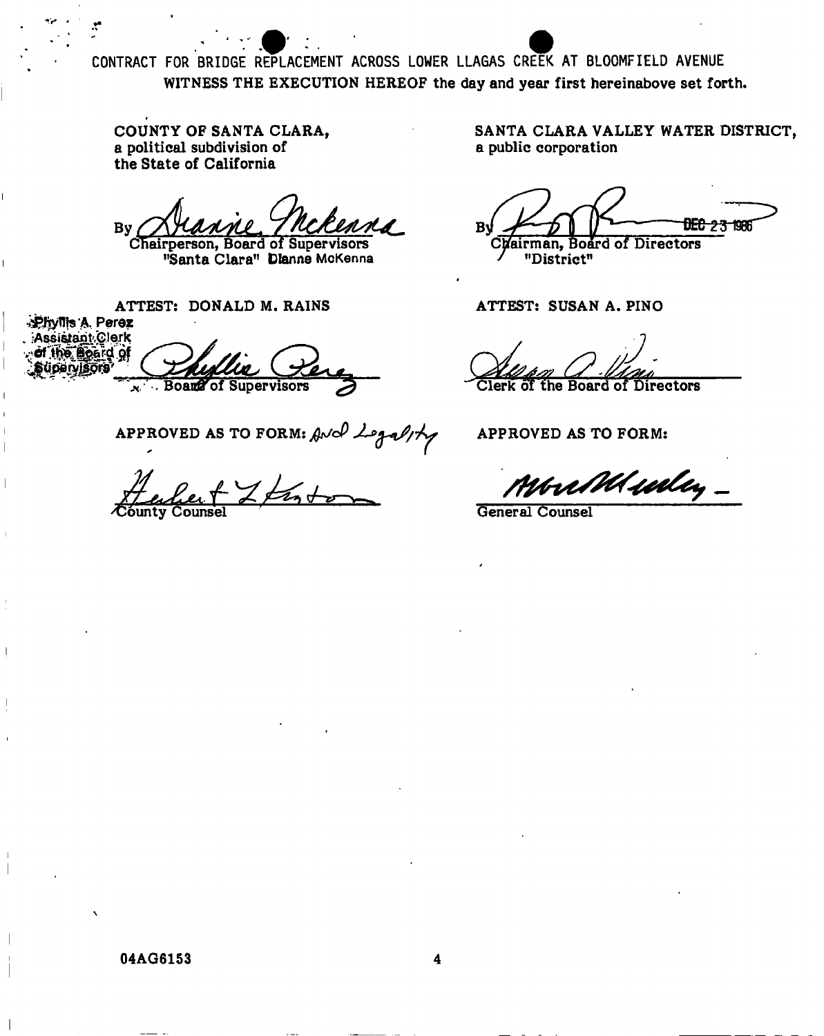CONTRACT FOR BRIDGE REPLACEMENT ACROSS LOWER LLAGAS CREEK AT BLOOMFIELD AVENUE

**WITNESS THE EXECUTION HEREOF the day and year first hereinabove set forth.**

**COUNTY OF SANTA CLARA,**
**a political subdivision of**
**the State of California**

By Dianne McKenna
Chairperson, Board of Supervisors
"Santa Clara" Dianne McKenna

**ATTEST: DONALD M. RAINS**

Phyllis A. Perez
Assistant Clerk
of the Board of
Supervisors

Phyllis Perez
Board of Supervisors

**APPROVED AS TO FORM:** And Legality

Herbert L. Fenton
County Counsel

**SANTA CLARA VALLEY WATER DISTRICT,**
**a public corporation**

By
Chairman, Board of Directors
"District"

DEC 23 1986

**ATTEST: SUSAN A. PINO**

Susan A. Pino
Clerk of the Board of Directors

**APPROVED AS TO FORM:**

General Counsel

**04AG6153**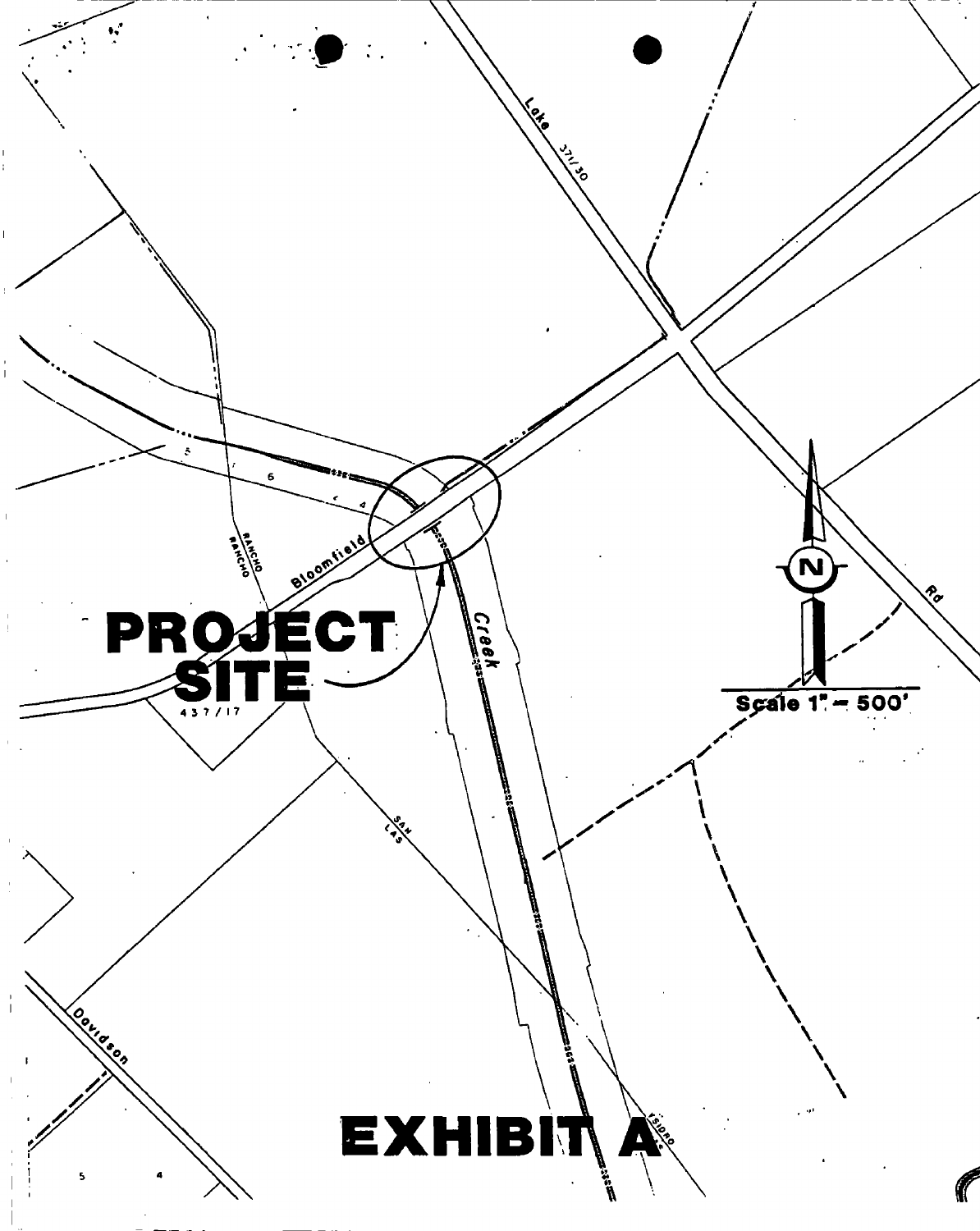Lake 371/30

Rd

Bloomfield

RANCHO

RANCHO

Creek

**PROJECT SITE**

437/17

SAN LAS

YSIDRO

Davidson

N

Scale 1" = 500'

# EXHIBIT A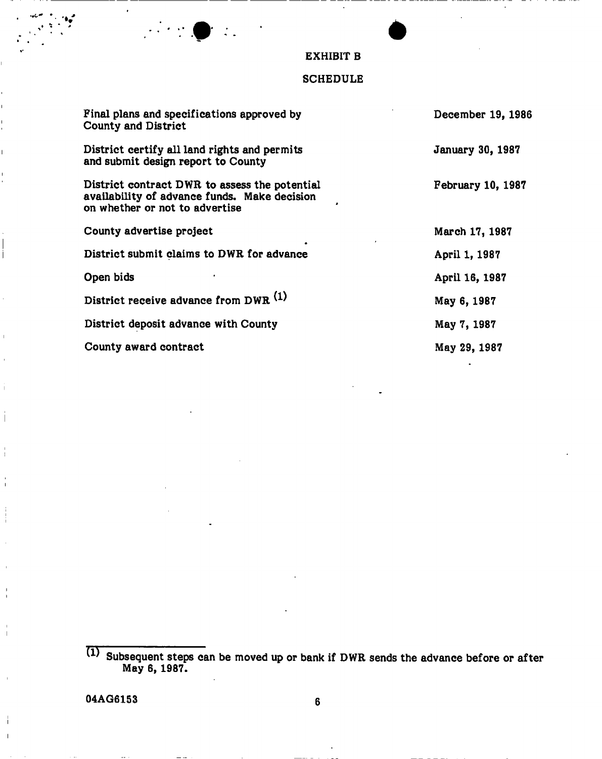# EXHIBIT B

## SCHEDULE

| | |
|---|---|
| Final plans and specifications approved by County and District | December 19, 1986 |
| District certify all land rights and permits and submit design report to County | January 30, 1987 |
| District contract DWR to assess the potential availability of advance funds. Make decision on whether or not to advertise | February 10, 1987 |
| County advertise project | March 17, 1987 |
| District submit claims to DWR for advance | April 1, 1987 |
| Open bids | April 16, 1987 |
| District receive advance from DWR [(1)] | May 6, 1987 |
| District deposit advance with County | May 7, 1987 |
| County award contract | May 29, 1987 |

(1) Subsequent steps can be moved up or bank if DWR sends the advance before or after May 6, 1987.

04AG6153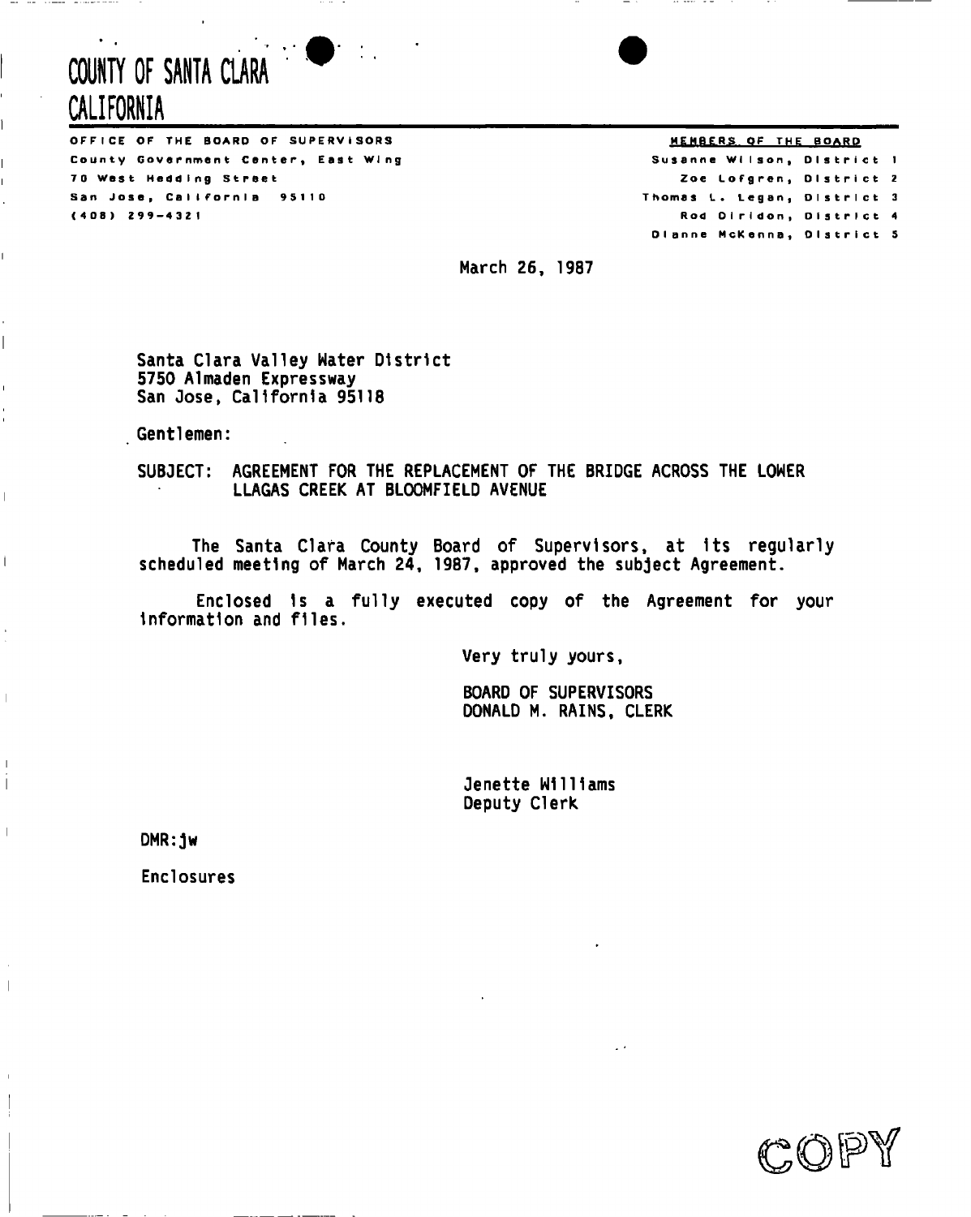# COUNTY OF SANTA CLARA
# CALIFORNIA

**OFFICE OF THE BOARD OF SUPERVISORS**
County Government Center, East Wing
70 West Hedding Street
San Jose, California 95110
(408) 299-4321

**MEMBERS OF THE BOARD**
Susanne Wilson, District 1
Zoe Lofgren, District 2
Thomas L. Legan, District 3
Rod Diridon, District 4
Dianne McKenna, District 5

March 26, 1987

Santa Clara Valley Water District
5750 Almaden Expressway
San Jose, California 95118

Gentlemen:

SUBJECT: AGREEMENT FOR THE REPLACEMENT OF THE BRIDGE ACROSS THE LOWER LLAGAS CREEK AT BLOOMFIELD AVENUE

The Santa Clara County Board of Supervisors, at its regularly scheduled meeting of March 24, 1987, approved the subject Agreement.

Enclosed is a fully executed copy of the Agreement for your information and files.

Very truly yours,

BOARD OF SUPERVISORS
DONALD M. RAINS, CLERK

Jenette Williams
Deputy Clerk

DMR:jw

Enclosures

COPY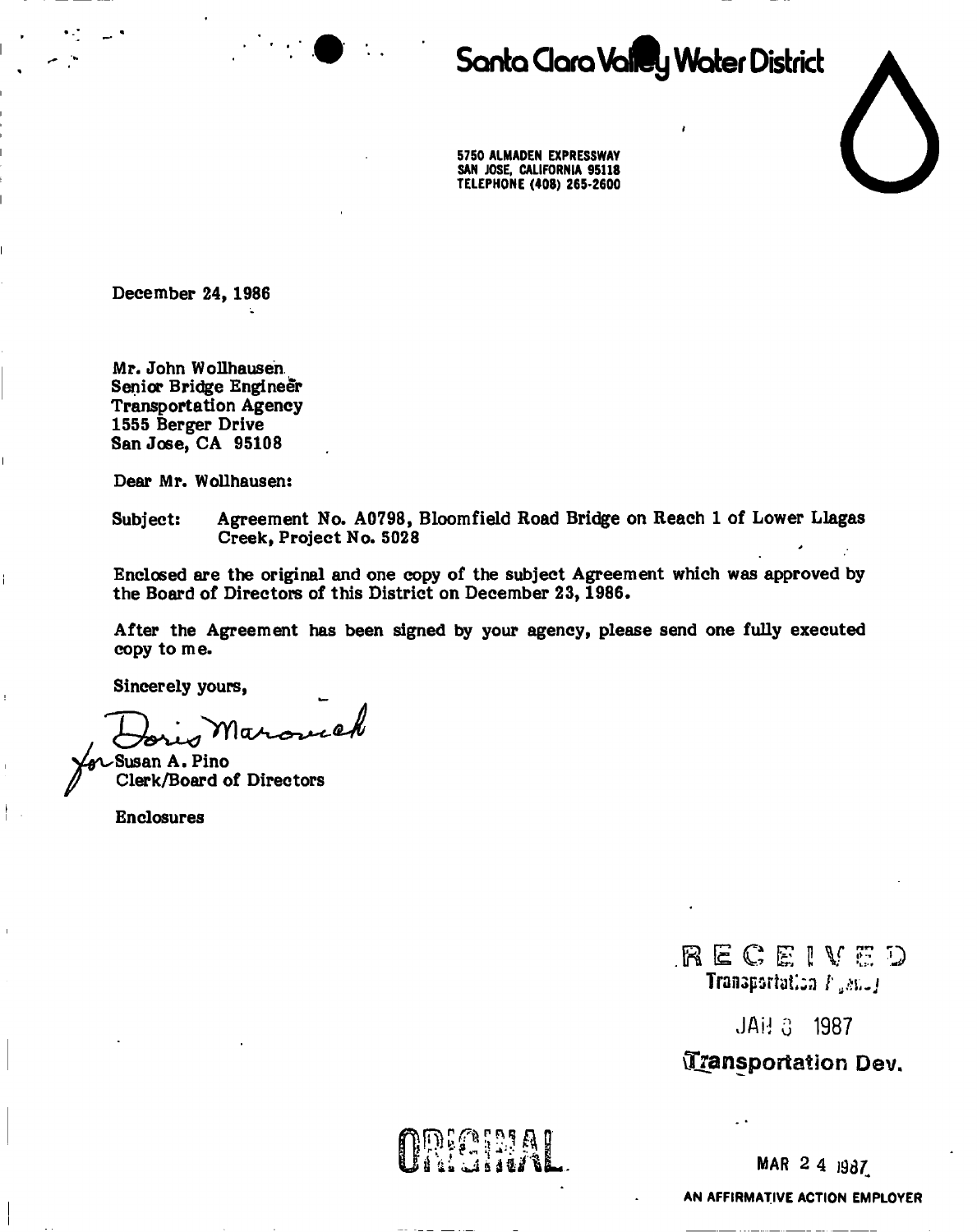# Santa Clara Valley Water District

5750 ALMADEN EXPRESSWAY
SAN JOSE, CALIFORNIA 95118
TELEPHONE (408) 265-2600

December 24, 1986

Mr. John Wollhausen
Senior Bridge Engineer
Transportation Agency
1555 Berger Drive
San Jose, CA 95108

Dear Mr. Wollhausen:

Subject: Agreement No. A0798, Bloomfield Road Bridge on Reach 1 of Lower Llagas Creek, Project No. 5028

Enclosed are the original and one copy of the subject Agreement which was approved by the Board of Directors of this District on December 23, 1986.

After the Agreement has been signed by your agency, please send one fully executed copy to me.

Sincerely yours,

Doris Maronich
for Susan A. Pino
Clerk/Board of Directors

Enclosures

RECEIVED
Transportation Agency
JAN 8 1987
Transportation Dev.

ORIGINAL

MAR 24 1987

AN AFFIRMATIVE ACTION EMPLOYER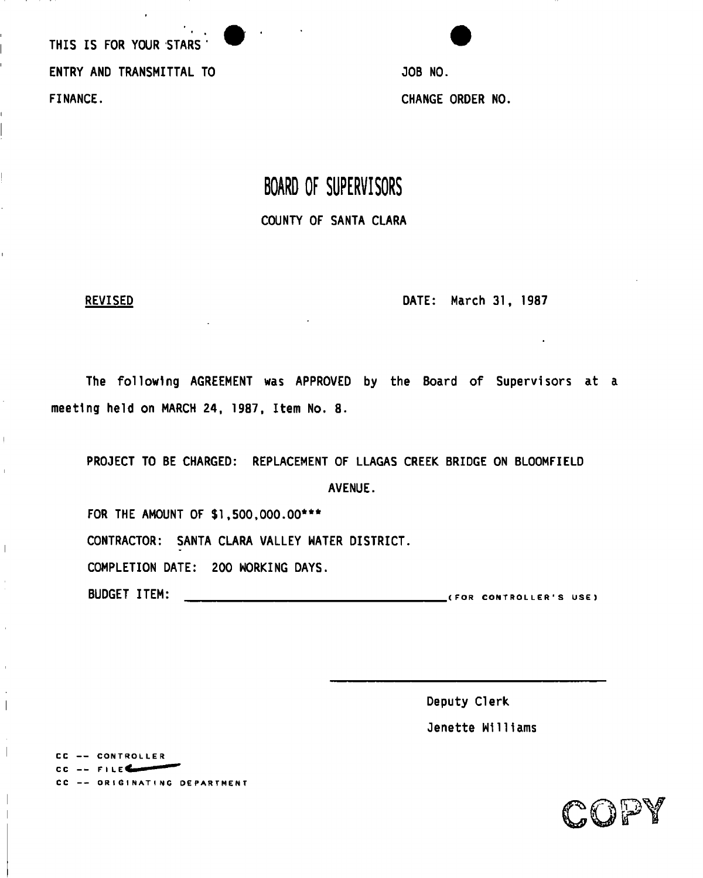THIS IS FOR YOUR STARS

ENTRY AND TRANSMITTAL TO

FINANCE.

JOB NO.

CHANGE ORDER NO.

# BOARD OF SUPERVISORS

COUNTY OF SANTA CLARA

REVISED

DATE: March 31, 1987

The following AGREEMENT was APPROVED by the Board of Supervisors at a meeting held on MARCH 24, 1987, Item No. 8.

PROJECT TO BE CHARGED: REPLACEMENT OF LLAGAS CREEK BRIDGE ON BLOOMFIELD AVENUE.

FOR THE AMOUNT OF $1,500,000.00***

CONTRACTOR: SANTA CLARA VALLEY WATER DISTRICT.

COMPLETION DATE: 200 WORKING DAYS.

BUDGET ITEM: ____________________ (FOR CONTROLLER'S USE)

____________________

Deputy Clerk

Jenette Williams

CC -- CONTROLLER

CC -- FILE

CC -- ORIGINATING DEPARTMENT

COPY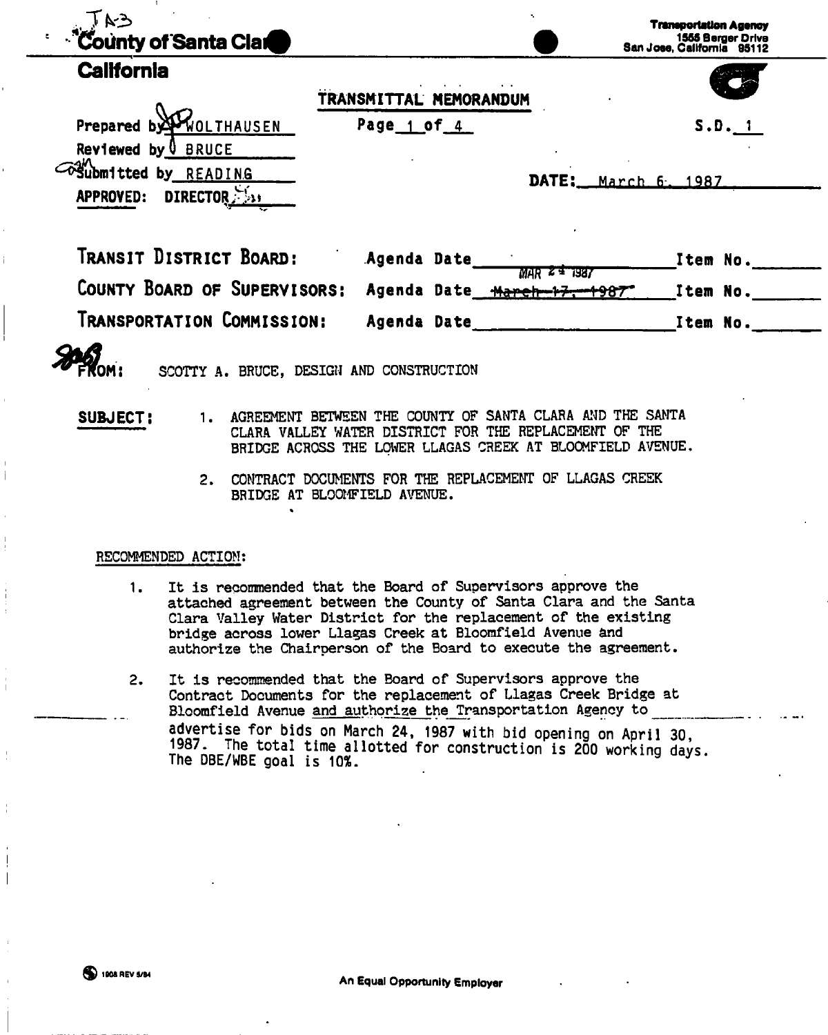JA-3

**County of Santa Clara**

**California**

**Transportation Agency**
1555 Berger Drive
San Jose, California 95112

TRANSMITTAL MEMORANDUM

Prepared by WOLTHAUSEN
Reviewed by BRUCE
Submitted by READING
APPROVED: DIRECTOR

Page 1 of 4

S.D. 1

DATE: March 6, 1987

TRANSIT DISTRICT BOARD: Agenda Date ____________ Item No. ______

COUNTY BOARD OF SUPERVISORS: Agenda Date ~~March 17, 1987~~ MAR 24 1987 Item No. ______

TRANSPORTATION COMMISSION: Agenda Date ____________ Item No. ______

FROM: SCOTTY A. BRUCE, DESIGN AND CONSTRUCTION

**SUBJECT:**

1. AGREEMENT BETWEEN THE COUNTY OF SANTA CLARA AND THE SANTA CLARA VALLEY WATER DISTRICT FOR THE REPLACEMENT OF THE BRIDGE ACROSS THE LOWER LLAGAS CREEK AT BLOOMFIELD AVENUE.

2. CONTRACT DOCUMENTS FOR THE REPLACEMENT OF LLAGAS CREEK BRIDGE AT BLOOMFIELD AVENUE.

RECOMMENDED ACTION:

1. It is recommended that the Board of Supervisors approve the attached agreement between the County of Santa Clara and the Santa Clara Valley Water District for the replacement of the existing bridge across lower Llagas Creek at Bloomfield Avenue and authorize the Chairperson of the Board to execute the agreement.

2. It is recommended that the Board of Supervisors approve the Contract Documents for the replacement of Llagas Creek Bridge at Bloomfield Avenue and authorize the Transportation Agency to advertise for bids on March 24, 1987 with bid opening on April 30, 1987. The total time allotted for construction is 200 working days. The DBE/WBE goal is 10%.

1908 REV 5/84

An Equal Opportunity Employer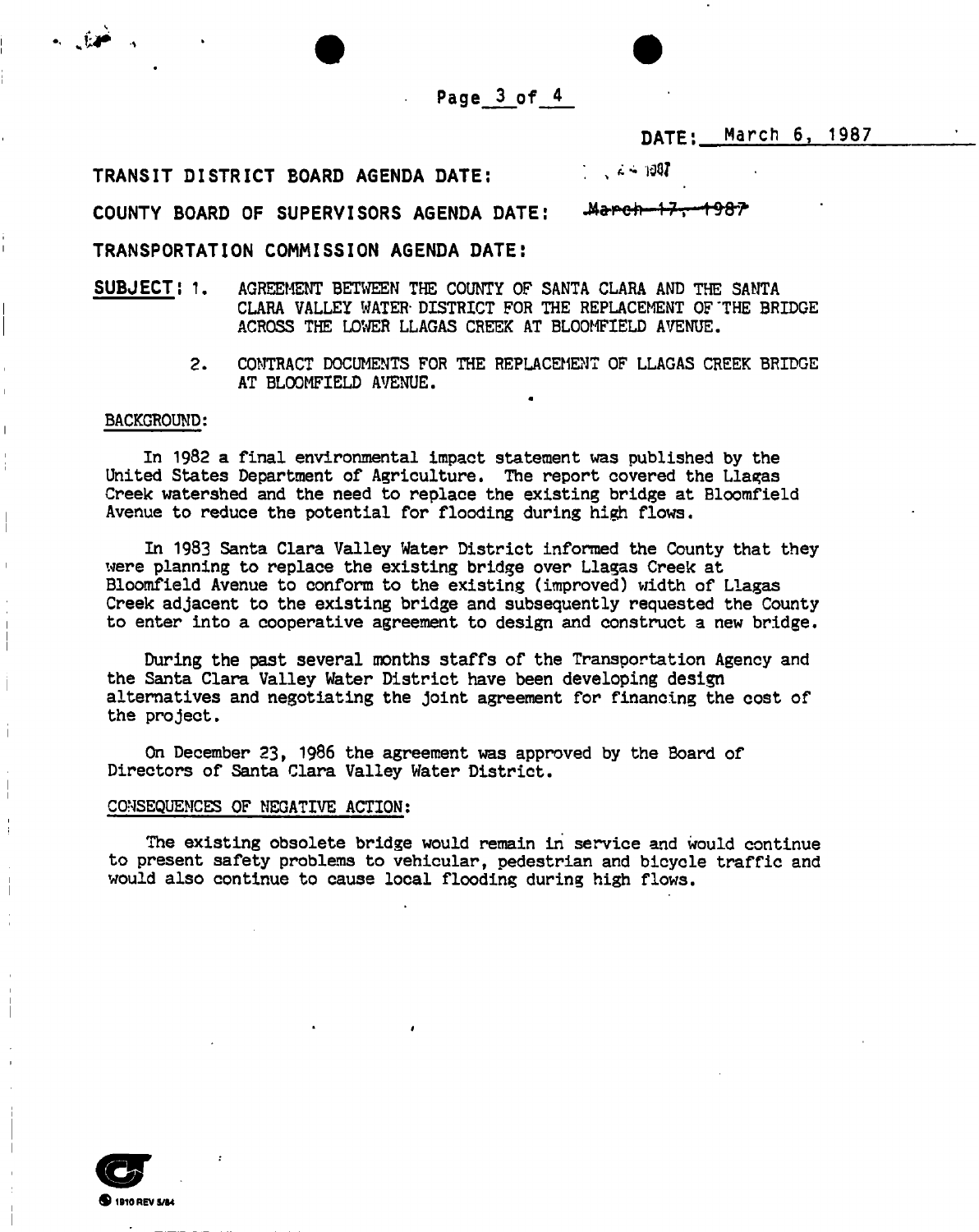DATE: March 6, 1987

TRANSIT DISTRICT BOARD AGENDA DATE: ~~1987~~

COUNTY BOARD OF SUPERVISORS AGENDA DATE: ~~March 17, 1987~~

TRANSPORTATION COMMISSION AGENDA DATE:

**SUBJECT:** 1. AGREEMENT BETWEEN THE COUNTY OF SANTA CLARA AND THE SANTA CLARA VALLEY WATER DISTRICT FOR THE REPLACEMENT OF THE BRIDGE ACROSS THE LOWER LLAGAS CREEK AT BLOOMFIELD AVENUE.

2. CONTRACT DOCUMENTS FOR THE REPLACEMENT OF LLAGAS CREEK BRIDGE AT BLOOMFIELD AVENUE.

BACKGROUND:

In 1982 a final environmental impact statement was published by the United States Department of Agriculture. The report covered the Llagas Creek watershed and the need to replace the existing bridge at Bloomfield Avenue to reduce the potential for flooding during high flows.

In 1983 Santa Clara Valley Water District informed the County that they were planning to replace the existing bridge over Llagas Creek at Bloomfield Avenue to conform to the existing (improved) width of Llagas Creek adjacent to the existing bridge and subsequently requested the County to enter into a cooperative agreement to design and construct a new bridge.

During the past several months staffs of the Transportation Agency and the Santa Clara Valley Water District have been developing design alternatives and negotiating the joint agreement for financing the cost of the project.

On December 23, 1986 the agreement was approved by the Board of Directors of Santa Clara Valley Water District.

CONSEQUENCES OF NEGATIVE ACTION:

The existing obsolete bridge would remain in service and would continue to present safety problems to vehicular, pedestrian and bicycle traffic and would also continue to cause local flooding during high flows.

1910 REV 5/84